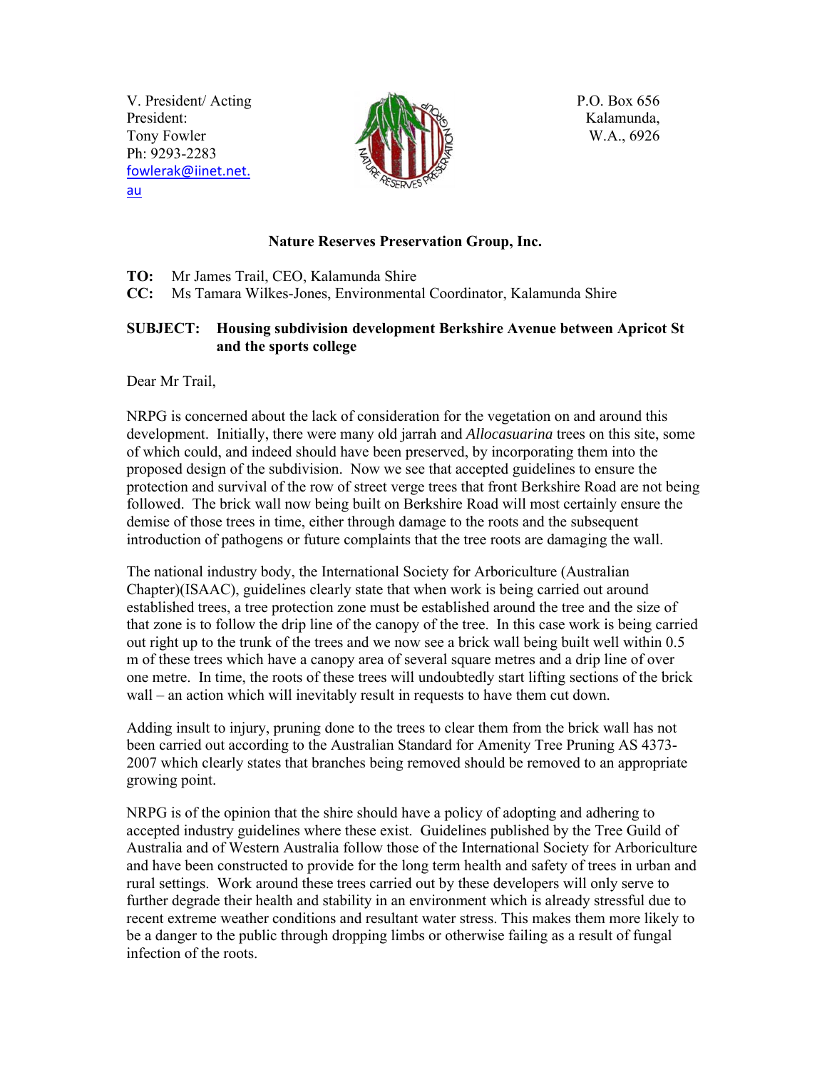V. President/ Acting President:
Tony Fowler
Ph: 9293-2283
fowlerak@iinet.net.au

P.O. Box 656
Kalamunda,
W.A., 6926

**Nature Reserves Preservation Group, Inc.**

**TO:** Mr James Trail, CEO, Kalamunda Shire
**CC:** Ms Tamara Wilkes-Jones, Environmental Coordinator, Kalamunda Shire

**SUBJECT: Housing subdivision development Berkshire Avenue between Apricot St and the sports college**

Dear Mr Trail,

NRPG is concerned about the lack of consideration for the vegetation on and around this development. Initially, there were many old jarrah and *Allocasuarina* trees on this site, some of which could, and indeed should have been preserved, by incorporating them into the proposed design of the subdivision. Now we see that accepted guidelines to ensure the protection and survival of the row of street verge trees that front Berkshire Road are not being followed. The brick wall now being built on Berkshire Road will most certainly ensure the demise of those trees in time, either through damage to the roots and the subsequent introduction of pathogens or future complaints that the tree roots are damaging the wall.

The national industry body, the International Society for Arboriculture (Australian Chapter)(ISAAC), guidelines clearly state that when work is being carried out around established trees, a tree protection zone must be established around the tree and the size of that zone is to follow the drip line of the canopy of the tree. In this case work is being carried out right up to the trunk of the trees and we now see a brick wall being built well within 0.5 m of these trees which have a canopy area of several square metres and a drip line of over one metre. In time, the roots of these trees will undoubtedly start lifting sections of the brick wall – an action which will inevitably result in requests to have them cut down.

Adding insult to injury, pruning done to the trees to clear them from the brick wall has not been carried out according to the Australian Standard for Amenity Tree Pruning AS 4373-2007 which clearly states that branches being removed should be removed to an appropriate growing point.

NRPG is of the opinion that the shire should have a policy of adopting and adhering to accepted industry guidelines where these exist. Guidelines published by the Tree Guild of Australia and of Western Australia follow those of the International Society for Arboriculture and have been constructed to provide for the long term health and safety of trees in urban and rural settings. Work around these trees carried out by these developers will only serve to further degrade their health and stability in an environment which is already stressful due to recent extreme weather conditions and resultant water stress. This makes them more likely to be a danger to the public through dropping limbs or otherwise failing as a result of fungal infection of the roots.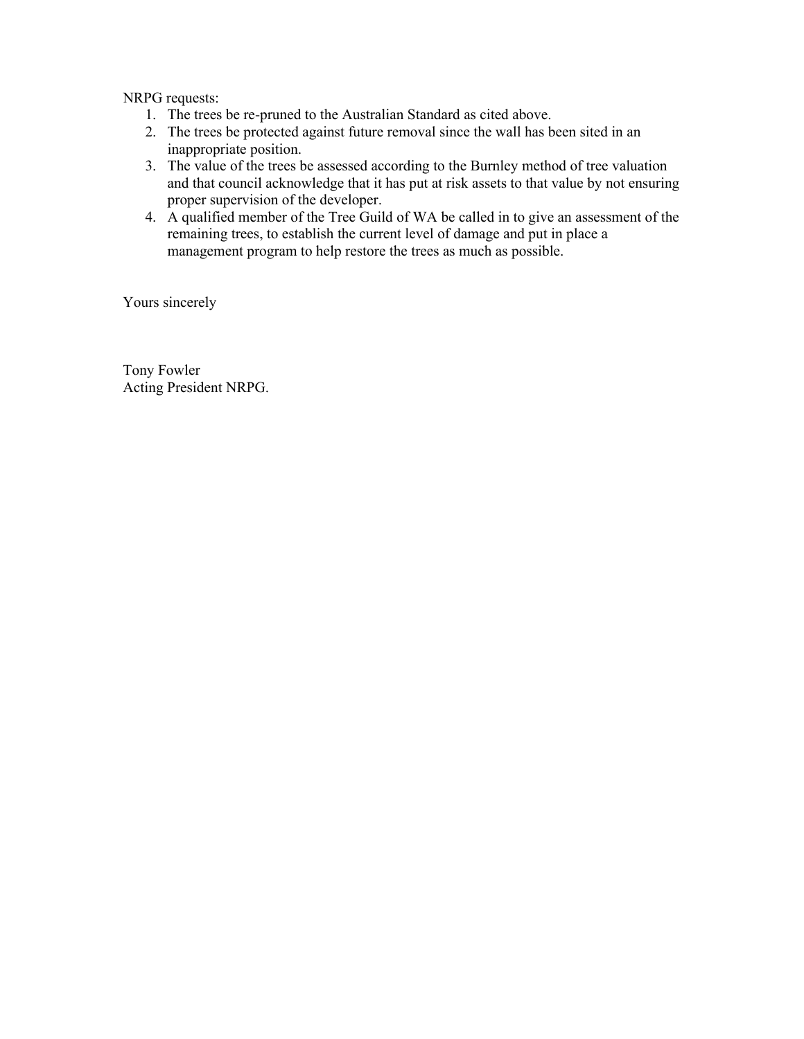NRPG requests:

1. The trees be re-pruned to the Australian Standard as cited above.
2. The trees be protected against future removal since the wall has been sited in an inappropriate position.
3. The value of the trees be assessed according to the Burnley method of tree valuation and that council acknowledge that it has put at risk assets to that value by not ensuring proper supervision of the developer.
4. A qualified member of the Tree Guild of WA be called in to give an assessment of the remaining trees, to establish the current level of damage and put in place a management program to help restore the trees as much as possible.

Yours sincerely

Tony Fowler
Acting President NRPG.